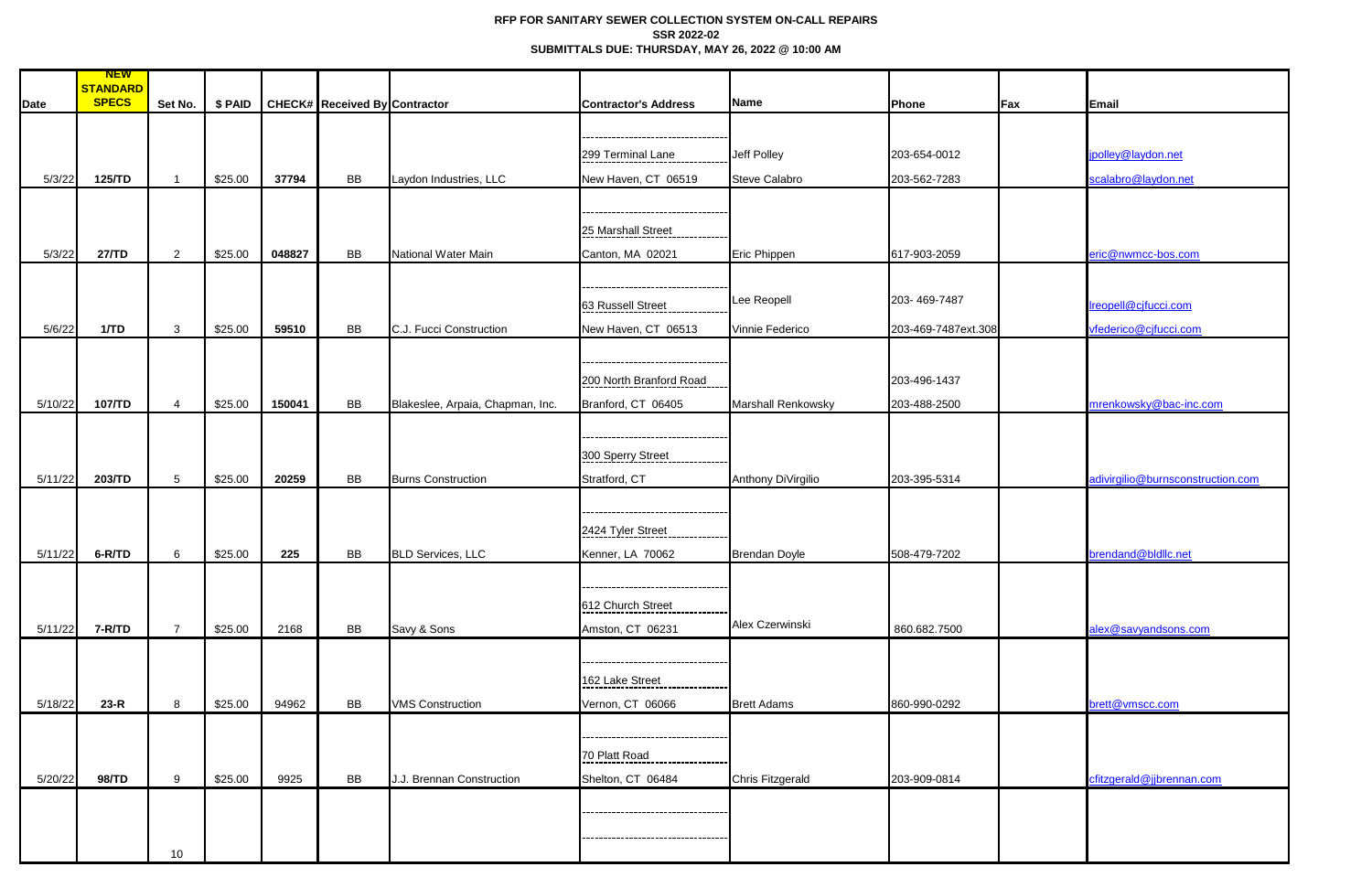**RFP FOR SANITARY SEWER COLLECTION SYSTEM ON-CALL REPAIRS**
**SSR 2022-02**
**SUBMITTALS DUE: THURSDAY, MAY 26, 2022 @ 10:00 AM**

| Date | NEW STANDARD SPECS | Set No. | $ PAID | CHECK# | Received By | Contractor | Contractor's Address | Name | Phone | Fax | Email |
|---|---|---|---|---|---|---|---|---|---|---|---|
| 5/3/22 | 125/TD | 1 | $25.00 | 37794 | BB | Laydon Industries, LLC | 299 Terminal Lane<br>New Haven, CT 06519 | Jeff Polley<br>Steve Calabro | 203-654-0012<br>203-562-7283 | | jpolley@laydon.net<br>scalabro@laydon.net |
| 5/3/22 | 27/TD | 2 | $25.00 | 048827 | BB | National Water Main | 25 Marshall Street<br>Canton, MA 02021 | Eric Phippen | 617-903-2059 | | eric@nwmcc-bos.com |
| 5/6/22 | 1/TD | 3 | $25.00 | 59510 | BB | C.J. Fucci Construction | 63 Russell Street<br>New Haven, CT 06513 | Lee Reopell<br>Vinnie Federico | 203- 469-7487<br>203-469-7487ext.308 | | lreopell@cjfucci.com<br>vfederico@cjfucci.com |
| 5/10/22 | 107/TD | 4 | $25.00 | 150041 | BB | Blakeslee, Arpaia, Chapman, Inc. | 200 North Branford Road<br>Branford, CT 06405 | Marshall Renkowsky | 203-496-1437<br>203-488-2500 | | mrenkowsky@bac-inc.com |
| 5/11/22 | 203/TD | 5 | $25.00 | 20259 | BB | Burns Construction | 300 Sperry Street<br>Stratford, CT | Anthony DiVirgilio | 203-395-5314 | | adivirgilio@burnsconstruction.com |
| 5/11/22 | 6-R/TD | 6 | $25.00 | 225 | BB | BLD Services, LLC | 2424 Tyler Street<br>Kenner, LA 70062 | Brendan Doyle | 508-479-7202 | | brendand@bldllc.net |
| 5/11/22 | 7-R/TD | 7 | $25.00 | 2168 | BB | Savy & Sons | 612 Church Street<br>Amston, CT 06231 | Alex Czerwinski | 860.682.7500 | | alex@savyandsons.com |
| 5/18/22 | 23-R | 8 | $25.00 | 94962 | BB | VMS Construction | 162 Lake Street<br>Vernon, CT 06066 | Brett Adams | 860-990-0292 | | brett@vmscc.com |
| 5/20/22 | 98/TD | 9 | $25.00 | 9925 | BB | J.J. Brennan Construction | 70 Platt Road<br>Shelton, CT 06484 | Chris Fitzgerald | 203-909-0814 | | cfitzgerald@jjbrennan.com |
| | | 10 | | | | | | | | | |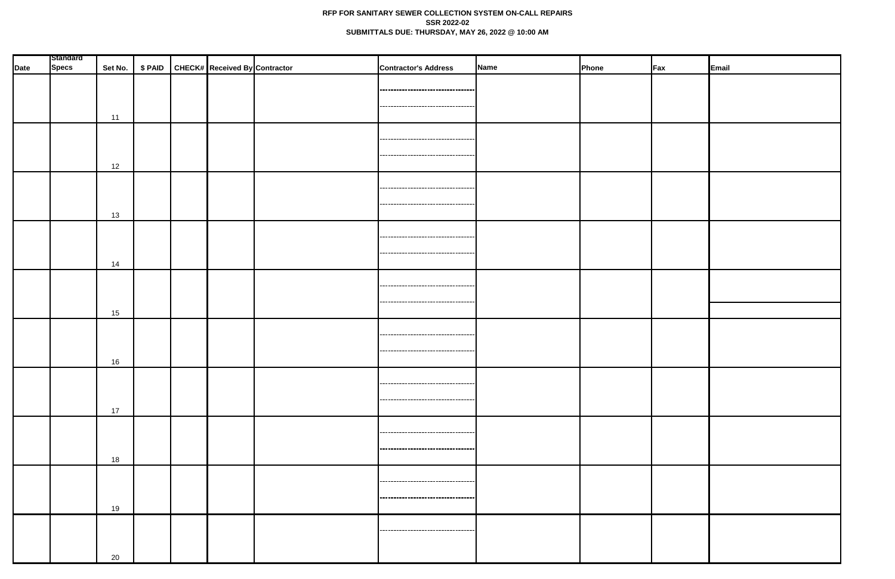**RFP FOR SANITARY SEWER COLLECTION SYSTEM ON-CALL REPAIRS**
**SSR 2022-02**
**SUBMITTALS DUE: THURSDAY, MAY 26, 2022 @ 10:00 AM**

| Date | Standard Specs | Set No. | $ PAID | CHECK# | Received By | Contractor | Contractor's Address | Name | Phone | Fax | Email |
|---|---|---|---|---|---|---|---|---|---|---|---|
| | | 11 | | | | | | | | | |
| | | 12 | | | | | | | | | |
| | | 13 | | | | | | | | | |
| | | 14 | | | | | | | | | |
| | | 15 | | | | | | | | | |
| | | 16 | | | | | | | | | |
| | | 17 | | | | | | | | | |
| | | 18 | | | | | | | | | |
| | | 19 | | | | | | | | | |
| | | 20 | | | | | | | | | |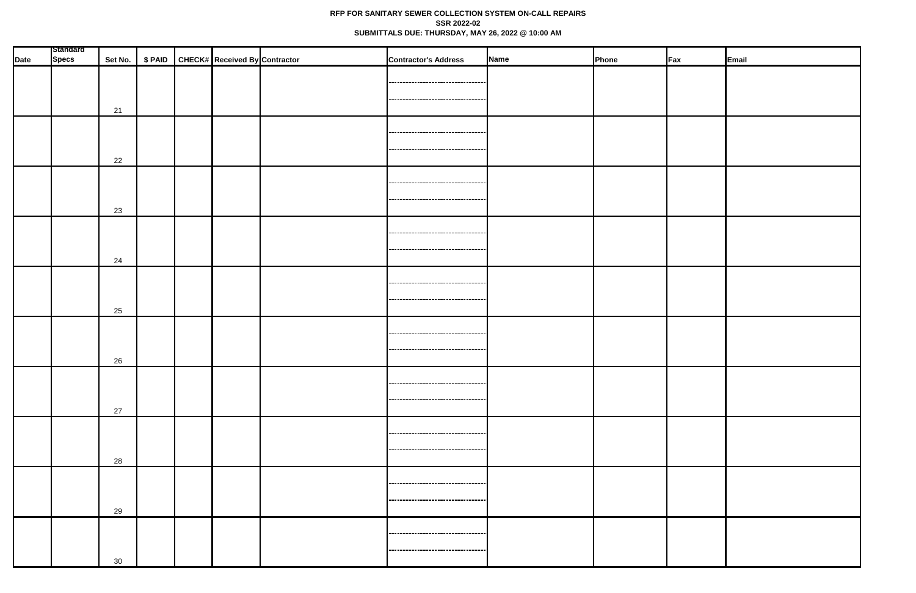**RFP FOR SANITARY SEWER COLLECTION SYSTEM ON-CALL REPAIRS**
**SSR 2022-02**
**SUBMITTALS DUE: THURSDAY, MAY 26, 2022 @ 10:00 AM**

| Date | Standard Specs | Set No. | $ PAID | CHECK# | Received By | Contractor | Contractor's Address | Name | Phone | Fax | Email |
|---|---|---|---|---|---|---|---|---|---|---|---|
| | | 21 | | | | | | | | | |
| | | 22 | | | | | | | | | |
| | | 23 | | | | | | | | | |
| | | 24 | | | | | | | | | |
| | | 25 | | | | | | | | | |
| | | 26 | | | | | | | | | |
| | | 27 | | | | | | | | | |
| | | 28 | | | | | | | | | |
| | | 29 | | | | | | | | | |
| | | 30 | | | | | | | | | |